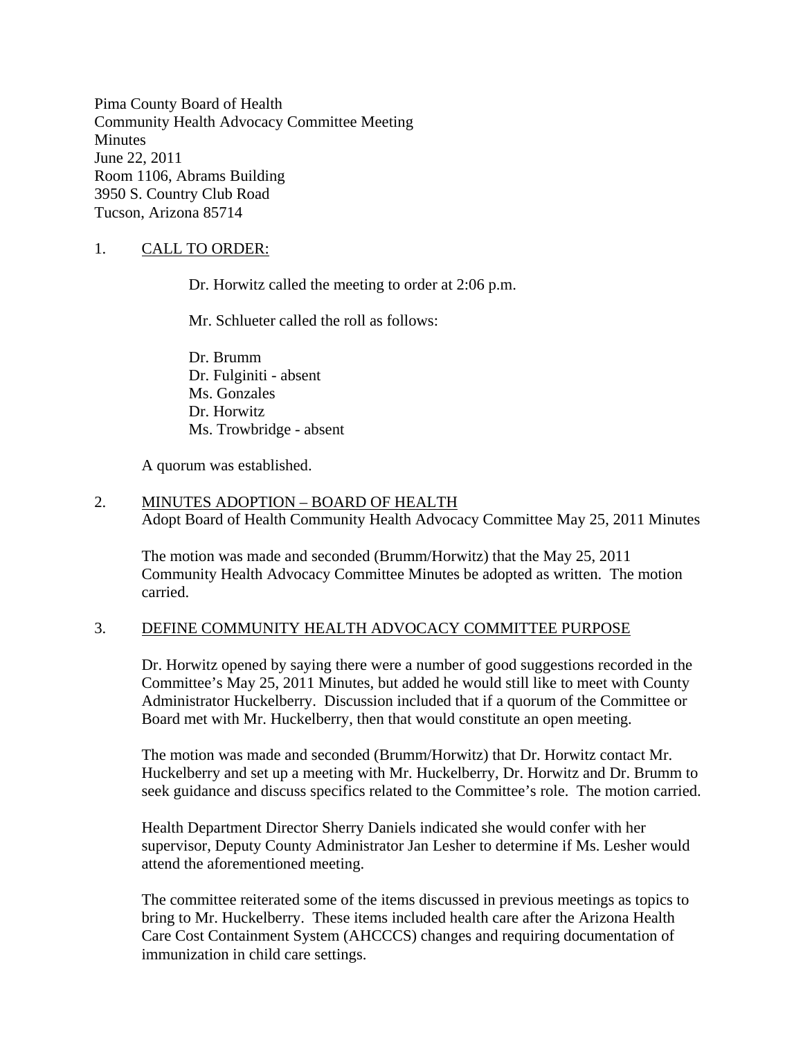Pima County Board of Health
Community Health Advocacy Committee Meeting
Minutes
June 22, 2011
Room 1106, Abrams Building
3950 S. Country Club Road
Tucson, Arizona 85714

1. CALL TO ORDER:

   Dr. Horwitz called the meeting to order at 2:06 p.m.

   Mr. Schlueter called the roll as follows:

   Dr. Brumm
   Dr. Fulginiti - absent
   Ms. Gonzales
   Dr. Horwitz
   Ms. Trowbridge - absent

   A quorum was established.

2. MINUTES ADOPTION – BOARD OF HEALTH
   Adopt Board of Health Community Health Advocacy Committee May 25, 2011 Minutes

   The motion was made and seconded (Brumm/Horwitz) that the May 25, 2011 Community Health Advocacy Committee Minutes be adopted as written. The motion carried.

3. DEFINE COMMUNITY HEALTH ADVOCACY COMMITTEE PURPOSE

   Dr. Horwitz opened by saying there were a number of good suggestions recorded in the Committee's May 25, 2011 Minutes, but added he would still like to meet with County Administrator Huckelberry. Discussion included that if a quorum of the Committee or Board met with Mr. Huckelberry, then that would constitute an open meeting.

   The motion was made and seconded (Brumm/Horwitz) that Dr. Horwitz contact Mr. Huckelberry and set up a meeting with Mr. Huckelberry, Dr. Horwitz and Dr. Brumm to seek guidance and discuss specifics related to the Committee's role. The motion carried.

   Health Department Director Sherry Daniels indicated she would confer with her supervisor, Deputy County Administrator Jan Lesher to determine if Ms. Lesher would attend the aforementioned meeting.

   The committee reiterated some of the items discussed in previous meetings as topics to bring to Mr. Huckelberry. These items included health care after the Arizona Health Care Cost Containment System (AHCCCS) changes and requiring documentation of immunization in child care settings.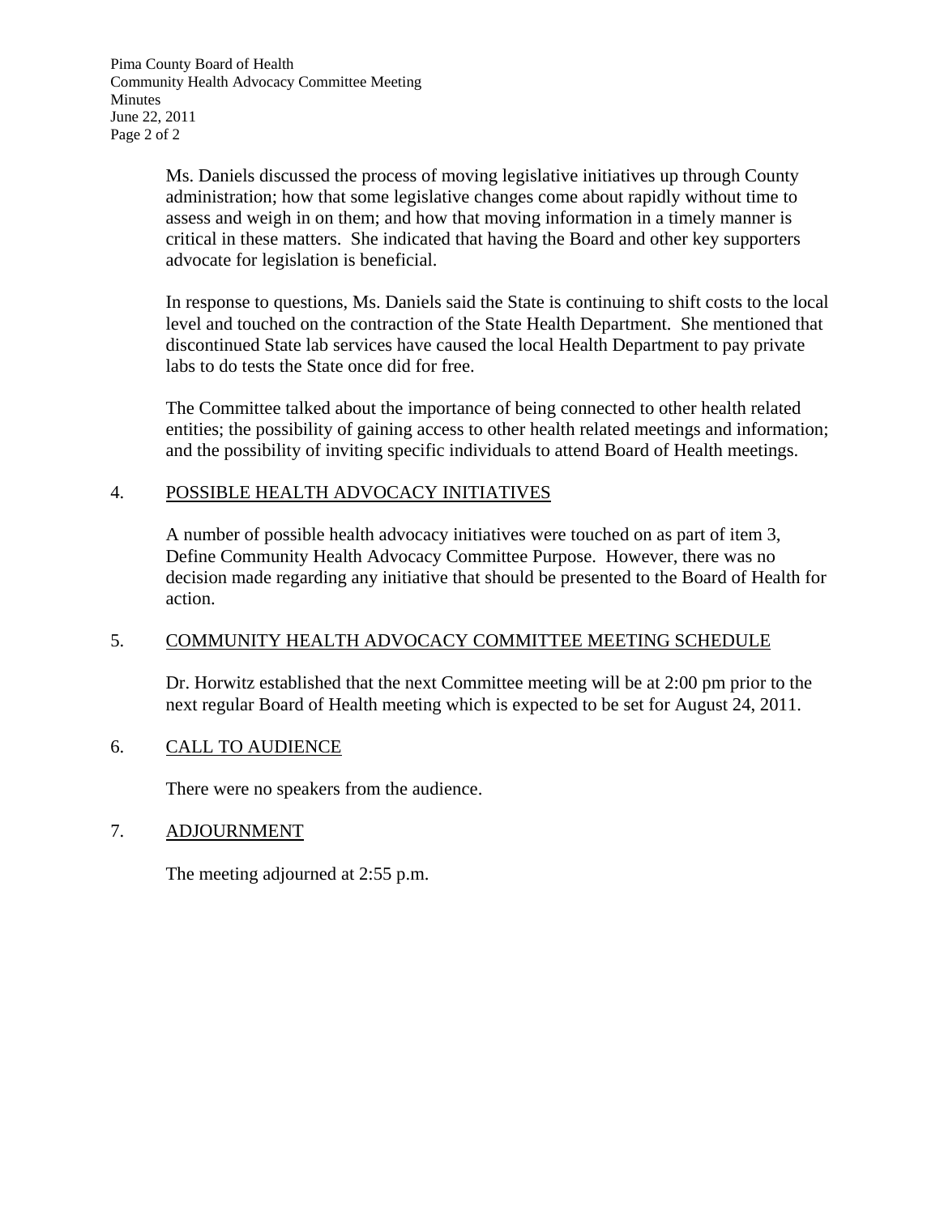Ms. Daniels discussed the process of moving legislative initiatives up through County administration; how that some legislative changes come about rapidly without time to assess and weigh in on them; and how that moving information in a timely manner is critical in these matters. She indicated that having the Board and other key supporters advocate for legislation is beneficial.

In response to questions, Ms. Daniels said the State is continuing to shift costs to the local level and touched on the contraction of the State Health Department. She mentioned that discontinued State lab services have caused the local Health Department to pay private labs to do tests the State once did for free.

The Committee talked about the importance of being connected to other health related entities; the possibility of gaining access to other health related meetings and information; and the possibility of inviting specific individuals to attend Board of Health meetings.

## 4. POSSIBLE HEALTH ADVOCACY INITIATIVES

A number of possible health advocacy initiatives were touched on as part of item 3, Define Community Health Advocacy Committee Purpose. However, there was no decision made regarding any initiative that should be presented to the Board of Health for action.

## 5. COMMUNITY HEALTH ADVOCACY COMMITTEE MEETING SCHEDULE

Dr. Horwitz established that the next Committee meeting will be at 2:00 pm prior to the next regular Board of Health meeting which is expected to be set for August 24, 2011.

## 6. CALL TO AUDIENCE

There were no speakers from the audience.

## 7. ADJOURNMENT

The meeting adjourned at 2:55 p.m.